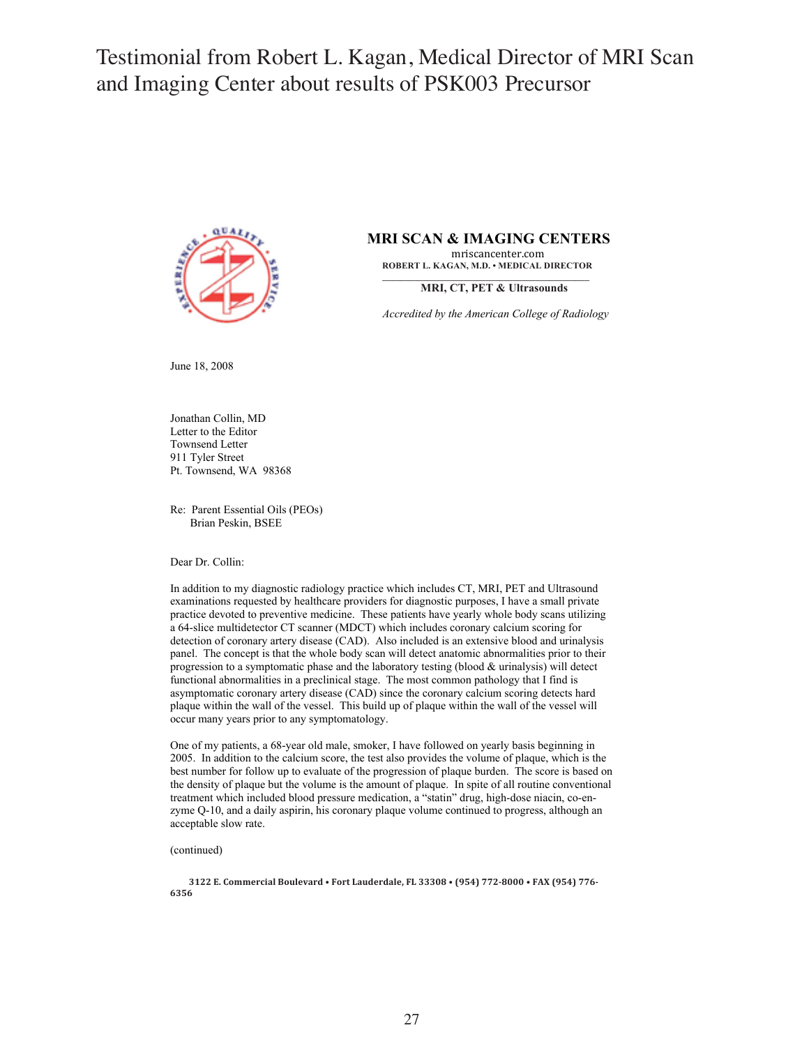# Testimonial from Robert L. Kagan, Medical Director of MRI Scan and Imaging Center about results of PSK003 Precursor

**MRI SCAN & IMAGING CENTERS**
mriscancenter.com
**ROBERT L. KAGAN, M.D. • MEDICAL DIRECTOR**

**MRI, CT, PET & Ultrasounds**

*Accredited by the American College of Radiology*

June 18, 2008

Jonathan Collin, MD
Letter to the Editor
Townsend Letter
911 Tyler Street
Pt. Townsend, WA 98368

Re: Parent Essential Oils (PEOs)
Brian Peskin, BSEE

Dear Dr. Collin:

In addition to my diagnostic radiology practice which includes CT, MRI, PET and Ultrasound examinations requested by healthcare providers for diagnostic purposes, I have a small private practice devoted to preventive medicine. These patients have yearly whole body scans utilizing a 64-slice multidetector CT scanner (MDCT) which includes coronary calcium scoring for detection of coronary artery disease (CAD). Also included is an extensive blood and urinalysis panel. The concept is that the whole body scan will detect anatomic abnormalities prior to their progression to a symptomatic phase and the laboratory testing (blood & urinalysis) will detect functional abnormalities in a preclinical stage. The most common pathology that I find is asymptomatic coronary artery disease (CAD) since the coronary calcium scoring detects hard plaque within the wall of the vessel. This build up of plaque within the wall of the vessel will occur many years prior to any symptomatology.

One of my patients, a 68-year old male, smoker, I have followed on yearly basis beginning in 2005. In addition to the calcium score, the test also provides the volume of plaque, which is the best number for follow up to evaluate of the progression of plaque burden. The score is based on the density of plaque but the volume is the amount of plaque. In spite of all routine conventional treatment which included blood pressure medication, a "statin" drug, high-dose niacin, co-enzyme Q-10, and a daily aspirin, his coronary plaque volume continued to progress, although an acceptable slow rate.

(continued)

**3122 E. Commercial Boulevard • Fort Lauderdale, FL 33308 • (954) 772-8000 • FAX (954) 776-6356**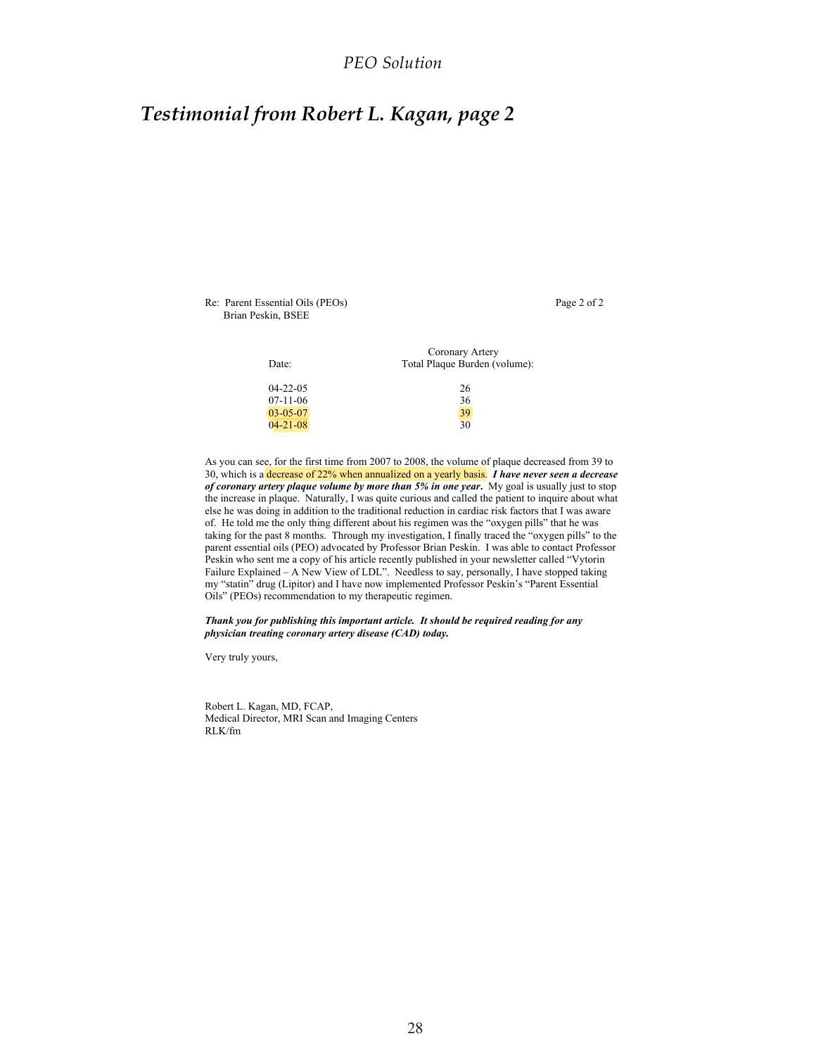# Testimonial from Robert L. Kagan, page 2

Re: Parent Essential Oils (PEOs)
Brian Peskin, BSEE

| Date: | Coronary Artery Total Plaque Burden (volume): |
| --- | --- |
| 04-22-05 | 26 |
| 07-11-06 | 36 |
| 03-05-07 | 39 |
| 04-21-08 | 30 |

As you can see, for the first time from 2007 to 2008, the volume of plaque decreased from 39 to 30, which is a decrease of 22% when annualized on a yearly basis. ***I have never seen a decrease of coronary artery plaque volume by more than 5% in one year*****.** My goal is usually just to stop the increase in plaque. Naturally, I was quite curious and called the patient to inquire about what else he was doing in addition to the traditional reduction in cardiac risk factors that I was aware of. He told me the only thing different about his regimen was the "oxygen pills" that he was taking for the past 8 months. Through my investigation, I finally traced the "oxygen pills" to the parent essential oils (PEO) advocated by Professor Brian Peskin. I was able to contact Professor Peskin who sent me a copy of his article recently published in your newsletter called "Vytorin Failure Explained – A New View of LDL". Needless to say, personally, I have stopped taking my "statin" drug (Lipitor) and I have now implemented Professor Peskin's "Parent Essential Oils" (PEOs) recommendation to my therapeutic regimen.

***Thank you for publishing this important article. It should be required reading for any physician treating coronary artery disease (CAD) today.***

Very truly yours,

Robert L. Kagan, MD, FCAP,
Medical Director, MRI Scan and Imaging Centers
RLK/fm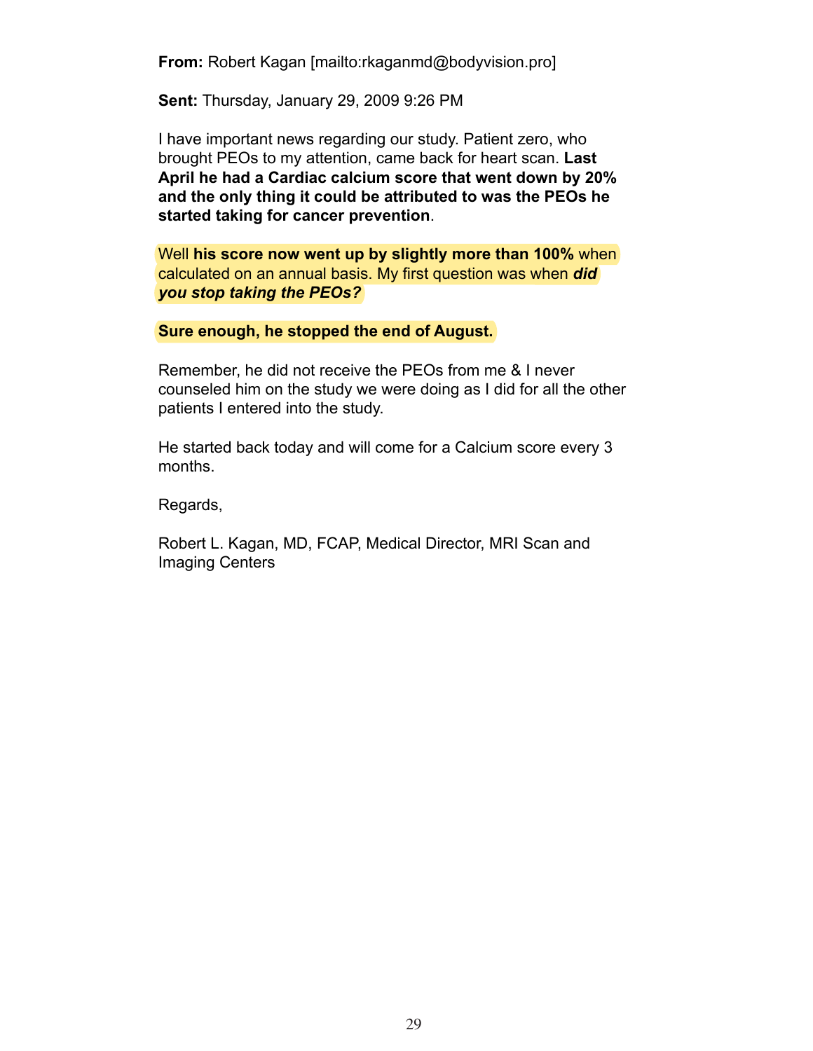**From:** Robert Kagan [mailto:rkaganmd@bodyvision.pro]

**Sent:** Thursday, January 29, 2009 9:26 PM

I have important news regarding our study. Patient zero, who brought PEOs to my attention, came back for heart scan. **Last April he had a Cardiac calcium score that went down by 20% and the only thing it could be attributed to was the PEOs he started taking for cancer prevention**.

Well **his score now went up by slightly more than 100%** when calculated on an annual basis. My first question was when ***did you stop taking the PEOs?***

**Sure enough, he stopped the end of August.**

Remember, he did not receive the PEOs from me & I never counseled him on the study we were doing as I did for all the other patients I entered into the study.

He started back today and will come for a Calcium score every 3 months.

Regards,

Robert L. Kagan, MD, FCAP, Medical Director, MRI Scan and Imaging Centers